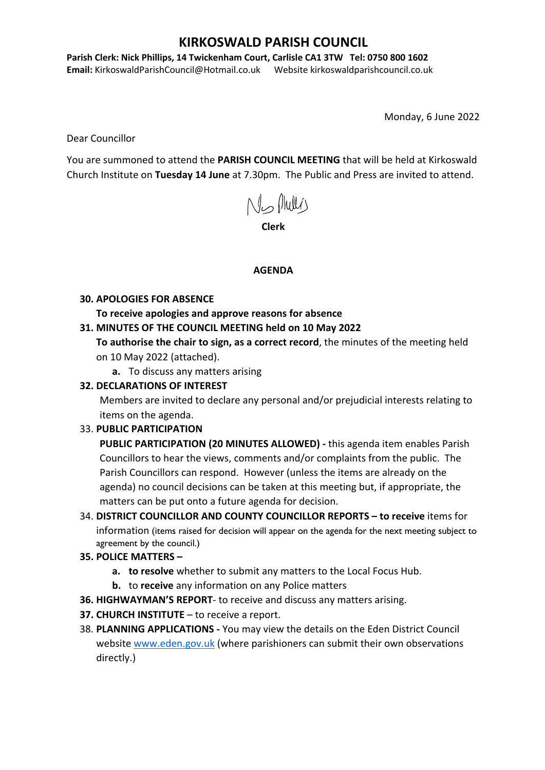# KIRKOSWALD PARISH COUNCIL

**Parish Clerk: Nick Phillips, 14 Twickenham Court, Carlisle CA1 3TW Tel: 0750 800 1602**
**Email:** KirkoswaldParishCouncil@Hotmail.co.uk Website kirkoswaldparishcouncil.co.uk

Monday, 6 June 2022

Dear Councillor

You are summoned to attend the **PARISH COUNCIL MEETING** that will be held at Kirkoswald Church Institute on **Tuesday 14 June** at 7.30pm. The Public and Press are invited to attend.

**Clerk**

## AGENDA

**30. APOLOGIES FOR ABSENCE**

**To receive apologies and approve reasons for absence**

**31. MINUTES OF THE COUNCIL MEETING held on 10 May 2022**

**To authorise the chair to sign, as a correct record**, the minutes of the meeting held on 10 May 2022 (attached).

a. To discuss any matters arising

**32. DECLARATIONS OF INTEREST**

Members are invited to declare any personal and/or prejudicial interests relating to items on the agenda.

33. **PUBLIC PARTICIPATION**

**PUBLIC PARTICIPATION (20 MINUTES ALLOWED) -** this agenda item enables Parish Councillors to hear the views, comments and/or complaints from the public. The Parish Councillors can respond. However (unless the items are already on the agenda) no council decisions can be taken at this meeting but, if appropriate, the matters can be put onto a future agenda for decision.

34. **DISTRICT COUNCILLOR AND COUNTY COUNCILLOR REPORTS – to receive** items for information (items raised for decision will appear on the agenda for the next meeting subject to agreement by the council.)

**35. POLICE MATTERS –**

a. **to resolve** whether to submit any matters to the Local Focus Hub.
b. to **receive** any information on any Police matters

**36. HIGHWAYMAN'S REPORT**- to receive and discuss any matters arising.

**37. CHURCH INSTITUTE** – to receive a report.

38. **PLANNING APPLICATIONS -** You may view the details on the Eden District Council website www.eden.gov.uk (where parishioners can submit their own observations directly.)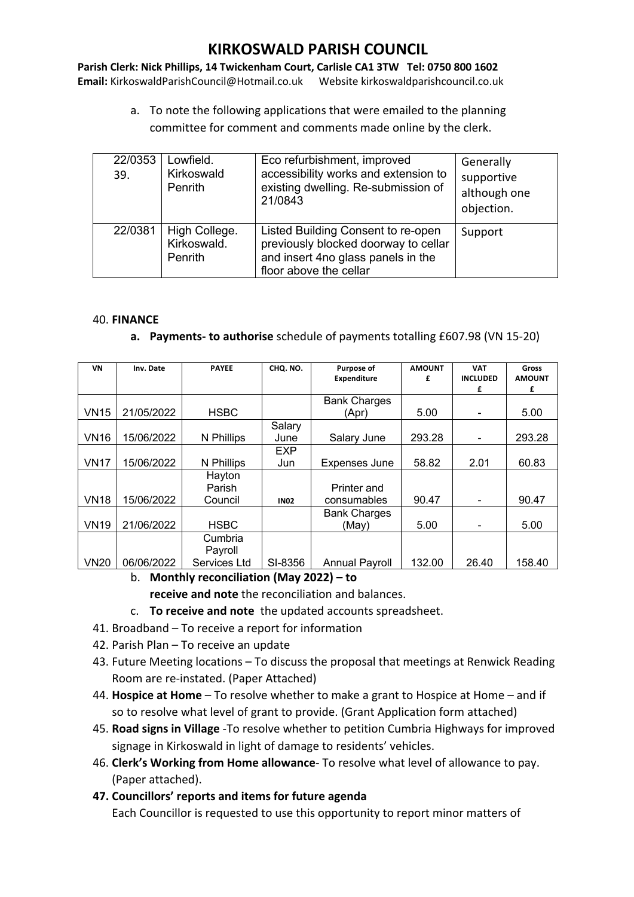# KIRKOSWALD PARISH COUNCIL

**Parish Clerk: Nick Phillips, 14 Twickenham Court, Carlisle CA1 3TW Tel: 0750 800 1602**
**Email:** KirkoswaldParishCouncil@Hotmail.co.uk Website kirkoswaldparishcouncil.co.uk

a. To note the following applications that were emailed to the planning committee for comment and comments made online by the clerk.

| | | | |
|---|---|---|---|
| 22/0353 39. | Lowfield. Kirkoswald Penrith | Eco refurbishment, improved accessibility works and extension to existing dwelling. Re-submission of 21/0843 | Generally supportive although one objection. |
| 22/0381 | High College. Kirkoswald. Penrith | Listed Building Consent to re-open previously blocked doorway to cellar and insert 4no glass panels in the floor above the cellar | Support |

40. **FINANCE**

**a. Payments- to authorise** schedule of payments totalling £607.98 (VN 15-20)

| VN | Inv. Date | PAYEE | CHQ. NO. | Purpose of Expenditure | AMOUNT £ | VAT INCLUDED £ | Gross AMOUNT £ |
|---|---|---|---|---|---|---|---|
| VN15 | 21/05/2022 | HSBC | | Bank Charges (Apr) | 5.00 | - | 5.00 |
| VN16 | 15/06/2022 | N Phillips | Salary June | Salary June | 293.28 | - | 293.28 |
| VN17 | 15/06/2022 | N Phillips | EXP Jun | Expenses June | 58.82 | 2.01 | 60.83 |
| VN18 | 15/06/2022 | Hayton Parish Council | IN02 | Printer and consumables | 90.47 | - | 90.47 |
| VN19 | 21/06/2022 | HSBC | | Bank Charges (May) | 5.00 | - | 5.00 |
| VN20 | 06/06/2022 | Cumbria Payroll Services Ltd | SI-8356 | Annual Payroll | 132.00 | 26.40 | 158.40 |

b. **Monthly reconciliation (May 2022) – to receive and note** the reconciliation and balances.

c. **To receive and note** the updated accounts spreadsheet.

41. Broadband – To receive a report for information
42. Parish Plan – To receive an update
43. Future Meeting locations – To discuss the proposal that meetings at Renwick Reading Room are re-instated. (Paper Attached)
44. **Hospice at Home** – To resolve whether to make a grant to Hospice at Home – and if so to resolve what level of grant to provide. (Grant Application form attached)
45. **Road signs in Village** -To resolve whether to petition Cumbria Highways for improved signage in Kirkoswald in light of damage to residents' vehicles.
46. **Clerk's Working from Home allowance**- To resolve what level of allowance to pay. (Paper attached).
47. **Councillors' reports and items for future agenda**

Each Councillor is requested to use this opportunity to report minor matters of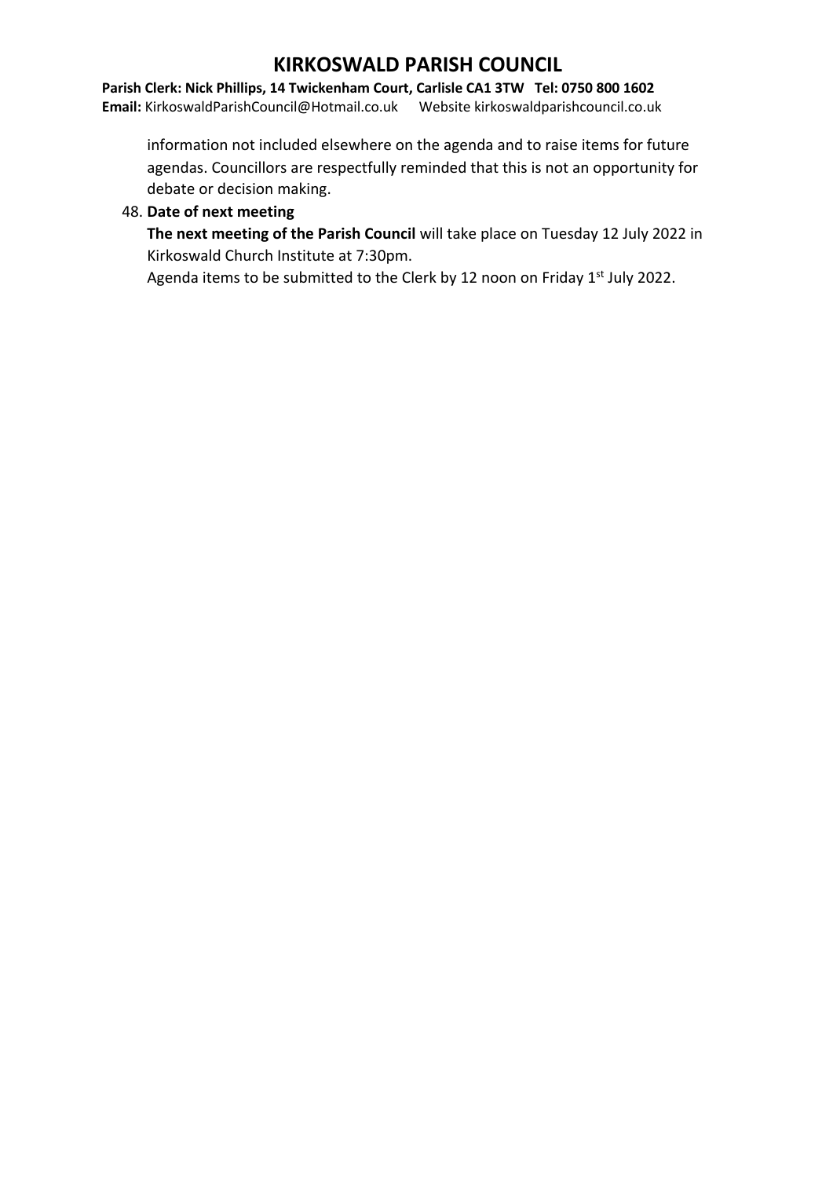information not included elsewhere on the agenda and to raise items for future agendas. Councillors are respectfully reminded that this is not an opportunity for debate or decision making.

48. **Date of next meeting**

    **The next meeting of the Parish Council** will take place on Tuesday 12 July 2022 in Kirkoswald Church Institute at 7:30pm.

    Agenda items to be submitted to the Clerk by 12 noon on Friday 1st July 2022.